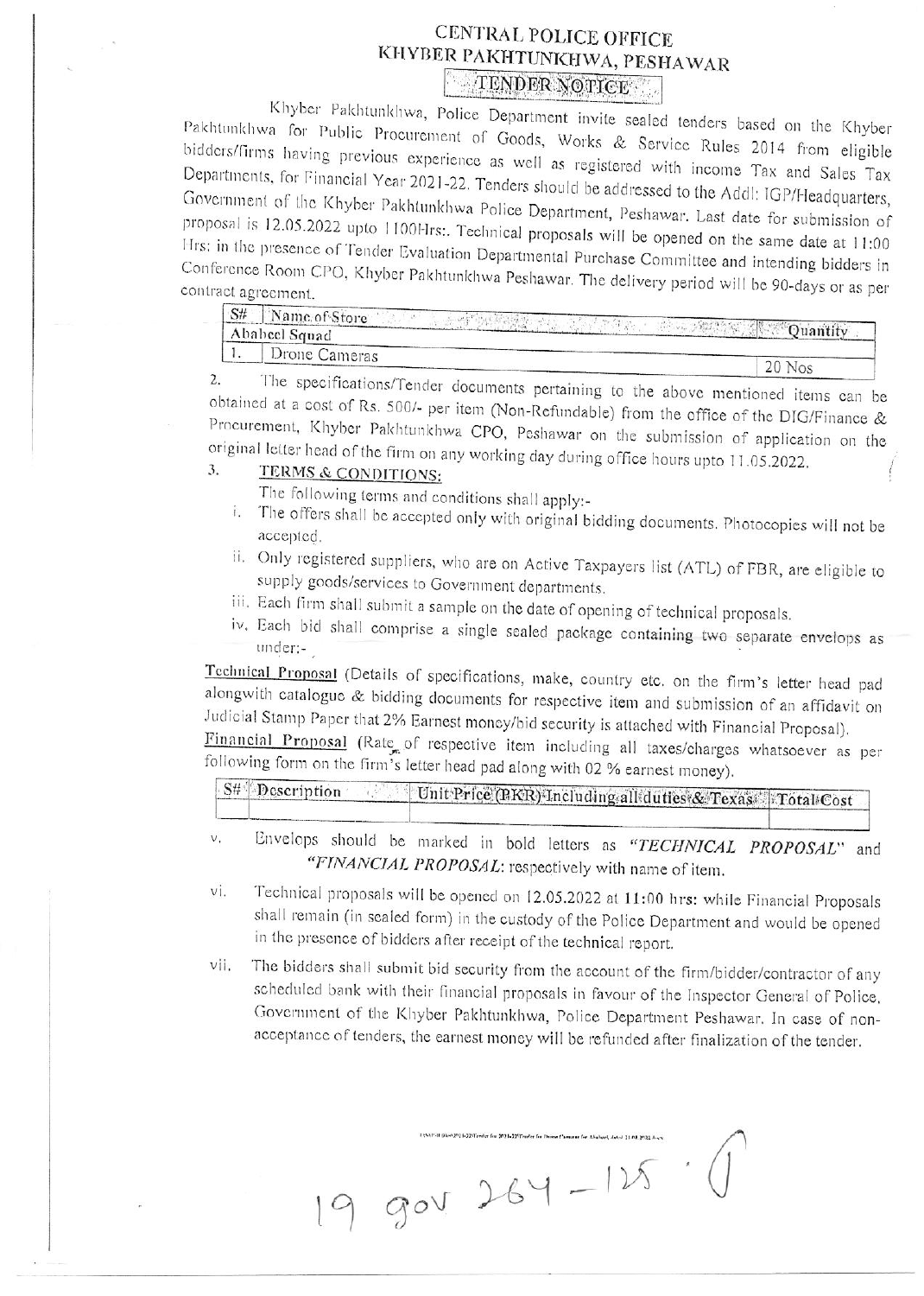# CENTRAL POLICE OFFICE
## KHYBER PAKHTUNKHWA, PESHAWAR
### TENDER NOTICE

Khyber Pakhtunkhwa, Police Department invite sealed tenders based on the Khyber Pakhtunkhwa for Public Procurement of Goods, Works & Service Rules 2014 from eligible bidders/firms having previous experience as well as registered with income Tax and Sales Tax Departments, for Financial Year 2021-22. Tenders should be addressed to the Addl: IGP/Headquarters, Government of the Khyber Pakhtunkhwa Police Department, Peshawar. Last date for submission of proposal is 12.05.2022 upto 1100Hrs:. Technical proposals will be opened on the same date at 11:00 Hrs: in the presence of Tender Evaluation Departmental Purchase Committee and intending bidders in Conference Room CPO, Khyber Pakhtunkhwa Peshawar. The delivery period will be 90-days or as per contract agreement.

| S# | Name of Store | Quantity |
|---|---|---|
| Ababeel Squad | | |
| 1. | Drone Cameras | 20 Nos |

2. The specifications/Tender documents pertaining to the above mentioned items can be obtained at a cost of Rs. 500/- per item (Non-Refundable) from the office of the DIG/Finance & Procurement, Khyber Pakhtunkhwa CPO, Peshawar on the submission of application on the original letter head of the firm on any working day during office hours upto 11.05.2022.

3. **TERMS & CONDITIONS:**

The following terms and conditions shall apply:-

i. The offers shall be accepted only with original bidding documents. Photocopies will not be accepted.

ii. Only registered suppliers, who are on Active Taxpayers list (ATL) of FBR, are eligible to supply goods/services to Government departments.

iii. Each firm shall submit a sample on the date of opening of technical proposals.

iv. Each bid shall comprise a single sealed package containing two separate envelops as under:-

**Technical Proposal** (Details of specifications, make, country etc. on the firm's letter head pad alongwith catalogue & bidding documents for respective item and submission of an affidavit on Judicial Stamp Paper that 2% Earnest money/bid security is attached with Financial Proposal).

**Financial Proposal** (Rate of respective item including all taxes/charges whatsoever as per following form on the firm's letter head pad along with 02 % earnest money).

| S# | Description | Unit Price (PKR) Including all duties & Texas | Total Cost |
|---|---|---|---|
| | | | |

v. Envelops should be marked in bold letters as ***"TECHNICAL PROPOSAL"*** and ***"FINANCIAL PROPOSAL:*** respectively with name of item.

vi. Technical proposals will be opened on 12.05.2022 at **11:00 hrs:** while Financial Proposals shall remain (in sealed form) in the custody of the Police Department and would be opened in the presence of bidders after receipt of the technical report.

vii. The bidders shall submit bid security from the account of the firm/bidder/contractor of any scheduled bank with their financial proposals in favour of the Inspector General of Police, Government of the Khyber Pakhtunkhwa, Police Department Peshawar. In case of non-acceptance of tenders, the earnest money will be refunded after finalization of the tender.

19 gov 264 - 125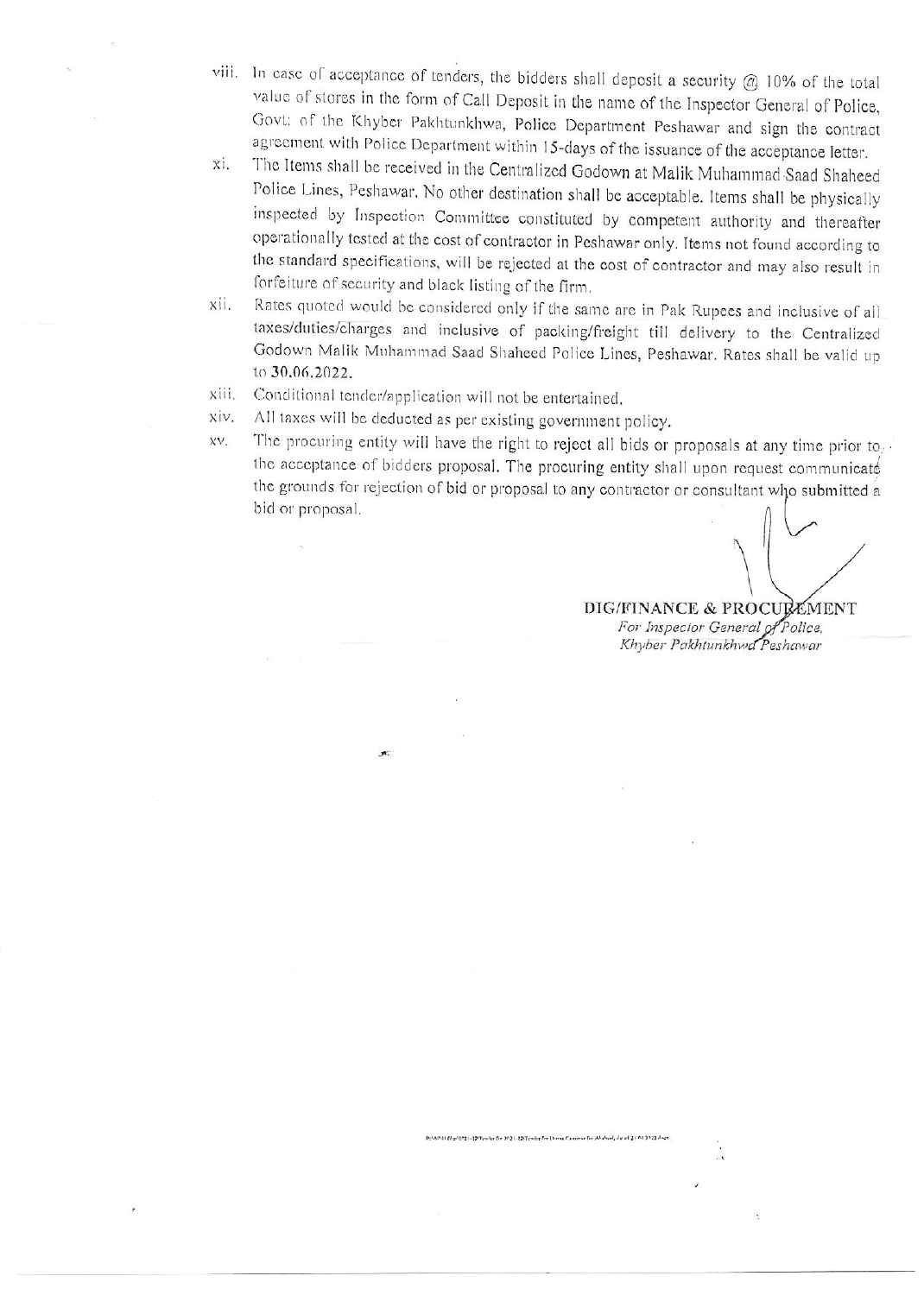viii. In case of acceptance of tenders, the bidders shall deposit a security @ 10% of the total value of stores in the form of Call Deposit in the name of the Inspector General of Police, Govt: of the Khyber Pakhtunkhwa, Police Department Peshawar and sign the contract agreement with Police Department within 15-days of the issuance of the acceptance letter.

xi. The Items shall be received in the Centralized Godown at Malik Muhammad Saad Shaheed Police Lines, Peshawar. No other destination shall be acceptable. Items shall be physically inspected by Inspection Committee constituted by competent authority and thereafter operationally tested at the cost of contractor in Peshawar only. Items not found according to the standard specifications, will be rejected at the cost of contractor and may also result in forfeiture of security and black listing of the firm.

xii. Rates quoted would be considered only if the same are in Pak Rupees and inclusive of all taxes/duties/charges and inclusive of packing/freight till delivery to the Centralized Godown Malik Muhammad Saad Shaheed Police Lines, Peshawar. Rates shall be valid up to **30.06.2022**.

xiii. Conditional tender/application will not be entertained.

xiv. All taxes will be deducted as per existing government policy.

xv. The procuring entity will have the right to reject all bids or proposals at any time prior to the acceptance of bidders proposal. The procuring entity shall upon request communicate the grounds for rejection of bid or proposal to any contractor or consultant who submitted a bid or proposal.

**DIG/FINANCE & PROCUREMENT**
*For Inspector General of Police,*
*Khyber Pakhtunkhwa Peshawar*